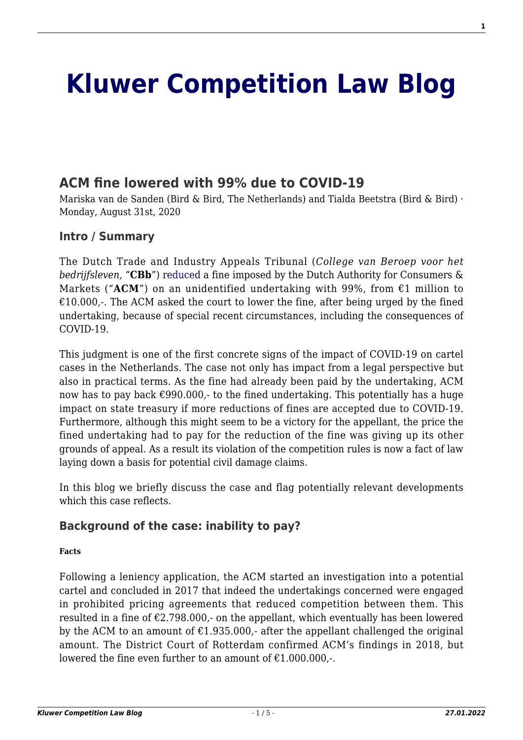# Kluwer Competition Law Blog

## ACM fine lowered with 99% due to COVID-19

Mariska van de Sanden (Bird & Bird, The Netherlands) and Tialda Beetstra (Bird & Bird) · Monday, August 31st, 2020

### Intro / Summary

The Dutch Trade and Industry Appeals Tribunal (*College van Beroep voor het bedrijfsleven,* "**CBb**") reduced a fine imposed by the Dutch Authority for Consumers & Markets ("**ACM**") on an unidentified undertaking with 99%, from €1 million to €10.000,-. The ACM asked the court to lower the fine, after being urged by the fined undertaking, because of special recent circumstances, including the consequences of COVID-19.

This judgment is one of the first concrete signs of the impact of COVID-19 on cartel cases in the Netherlands. The case not only has impact from a legal perspective but also in practical terms. As the fine had already been paid by the undertaking, ACM now has to pay back €990.000,- to the fined undertaking. This potentially has a huge impact on state treasury if more reductions of fines are accepted due to COVID-19. Furthermore, although this might seem to be a victory for the appellant, the price the fined undertaking had to pay for the reduction of the fine was giving up its other grounds of appeal. As a result its violation of the competition rules is now a fact of law laying down a basis for potential civil damage claims.

In this blog we briefly discuss the case and flag potentially relevant developments which this case reflects.

### Background of the case: inability to pay?

#### Facts

Following a leniency application, the ACM started an investigation into a potential cartel and concluded in 2017 that indeed the undertakings concerned were engaged in prohibited pricing agreements that reduced competition between them. This resulted in a fine of €2.798.000,- on the appellant, which eventually has been lowered by the ACM to an amount of €1.935.000,- after the appellant challenged the original amount. The District Court of Rotterdam confirmed ACM's findings in 2018, but lowered the fine even further to an amount of €1.000.000,-.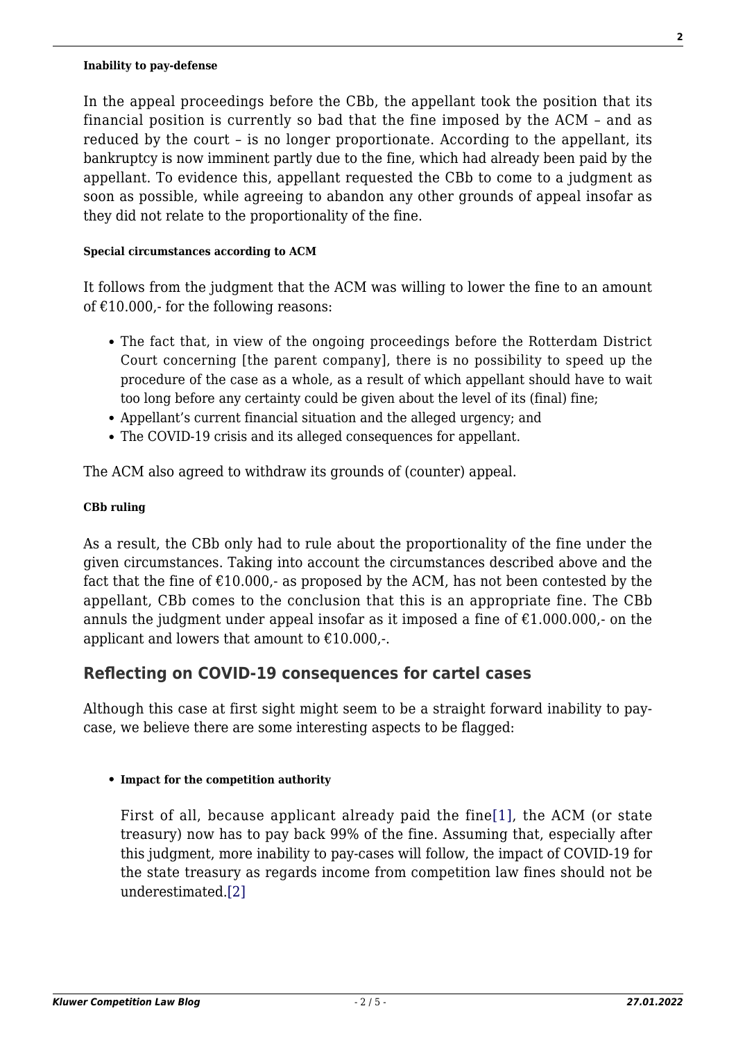#### Inability to pay-defense

In the appeal proceedings before the CBb, the appellant took the position that its financial position is currently so bad that the fine imposed by the ACM – and as reduced by the court – is no longer proportionate. According to the appellant, its bankruptcy is now imminent partly due to the fine, which had already been paid by the appellant. To evidence this, appellant requested the CBb to come to a judgment as soon as possible, while agreeing to abandon any other grounds of appeal insofar as they did not relate to the proportionality of the fine.

#### Special circumstances according to ACM

It follows from the judgment that the ACM was willing to lower the fine to an amount of €10.000,- for the following reasons:

- The fact that, in view of the ongoing proceedings before the Rotterdam District Court concerning [the parent company], there is no possibility to speed up the procedure of the case as a whole, as a result of which appellant should have to wait too long before any certainty could be given about the level of its (final) fine;
- Appellant's current financial situation and the alleged urgency; and
- The COVID-19 crisis and its alleged consequences for appellant.

The ACM also agreed to withdraw its grounds of (counter) appeal.

#### CBb ruling

As a result, the CBb only had to rule about the proportionality of the fine under the given circumstances. Taking into account the circumstances described above and the fact that the fine of €10.000,- as proposed by the ACM, has not been contested by the appellant, CBb comes to the conclusion that this is an appropriate fine. The CBb annuls the judgment under appeal insofar as it imposed a fine of €1.000.000,- on the applicant and lowers that amount to €10.000,-.

## Reflecting on COVID-19 consequences for cartel cases

Although this case at first sight might seem to be a straight forward inability to pay-case, we believe there are some interesting aspects to be flagged:

- **Impact for the competition authority**

  First of all, because applicant already paid the fine[1], the ACM (or state treasury) now has to pay back 99% of the fine. Assuming that, especially after this judgment, more inability to pay-cases will follow, the impact of COVID-19 for the state treasury as regards income from competition law fines should not be underestimated.[2]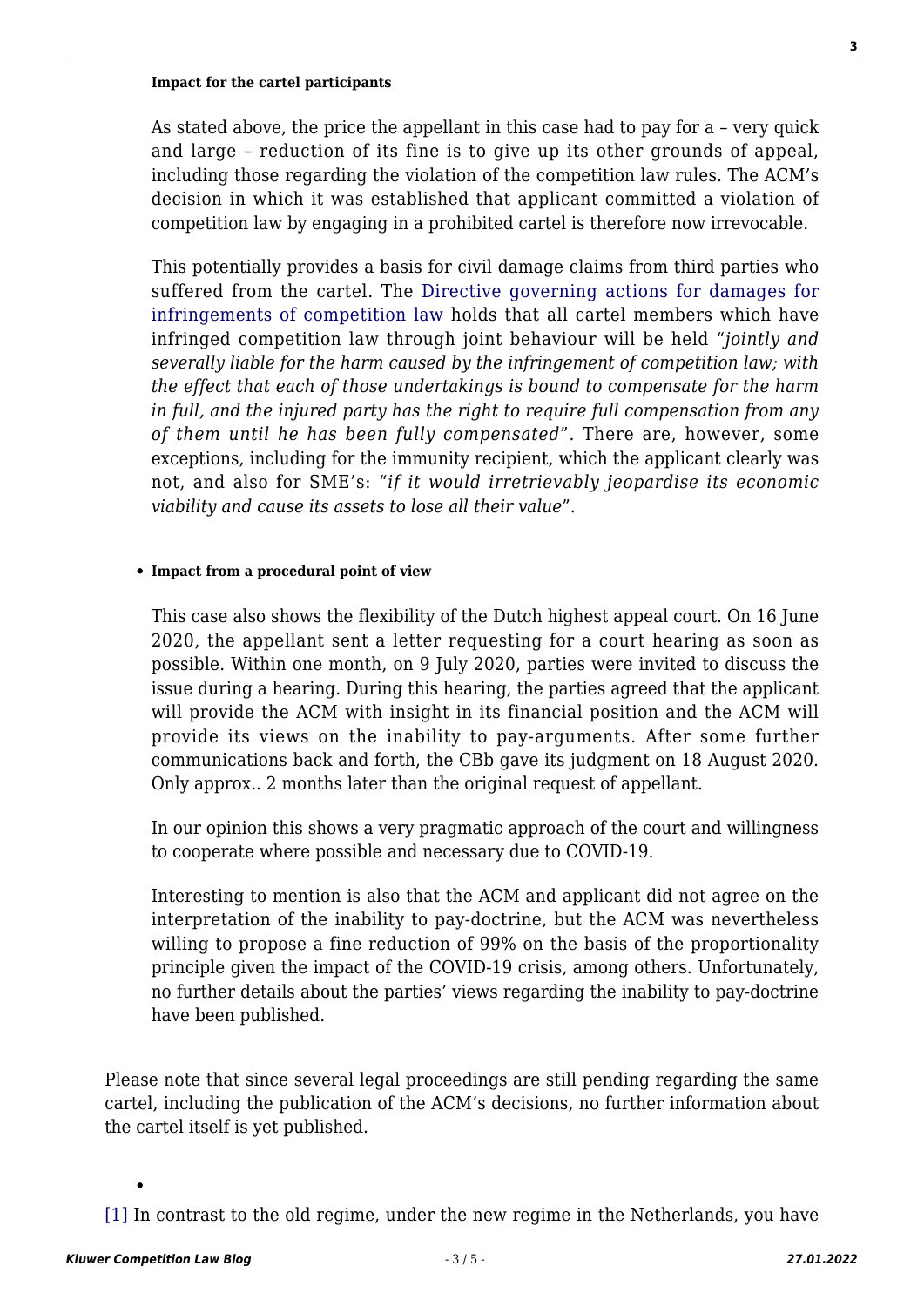- **Impact for the cartel participants**

  As stated above, the price the appellant in this case had to pay for a – very quick and large – reduction of its fine is to give up its other grounds of appeal, including those regarding the violation of the competition law rules. The ACM's decision in which it was established that applicant committed a violation of competition law by engaging in a prohibited cartel is therefore now irrevocable.

  This potentially provides a basis for civil damage claims from third parties who suffered from the cartel. The Directive governing actions for damages for infringements of competition law holds that all cartel members which have infringed competition law through joint behaviour will be held "*jointly and severally liable for the harm caused by the infringement of competition law; with the effect that each of those undertakings is bound to compensate for the harm in full, and the injured party has the right to require full compensation from any of them until he has been fully compensated*". There are, however, some exceptions, including for the immunity recipient, which the applicant clearly was not, and also for SME's: "*if it would irretrievably jeopardise its economic viability and cause its assets to lose all their value*".

- **Impact from a procedural point of view**

  This case also shows the flexibility of the Dutch highest appeal court. On 16 June 2020, the appellant sent a letter requesting for a court hearing as soon as possible. Within one month, on 9 July 2020, parties were invited to discuss the issue during a hearing. During this hearing, the parties agreed that the applicant will provide the ACM with insight in its financial position and the ACM will provide its views on the inability to pay-arguments. After some further communications back and forth, the CBb gave its judgment on 18 August 2020. Only approx.. 2 months later than the original request of appellant.

  In our opinion this shows a very pragmatic approach of the court and willingness to cooperate where possible and necessary due to COVID-19.

  Interesting to mention is also that the ACM and applicant did not agree on the interpretation of the inability to pay-doctrine, but the ACM was nevertheless willing to propose a fine reduction of 99% on the basis of the proportionality principle given the impact of the COVID-19 crisis, among others. Unfortunately, no further details about the parties' views regarding the inability to pay-doctrine have been published.

Please note that since several legal proceedings are still pending regarding the same cartel, including the publication of the ACM's decisions, no further information about the cartel itself is yet published.

[1] In contrast to the old regime, under the new regime in the Netherlands, you have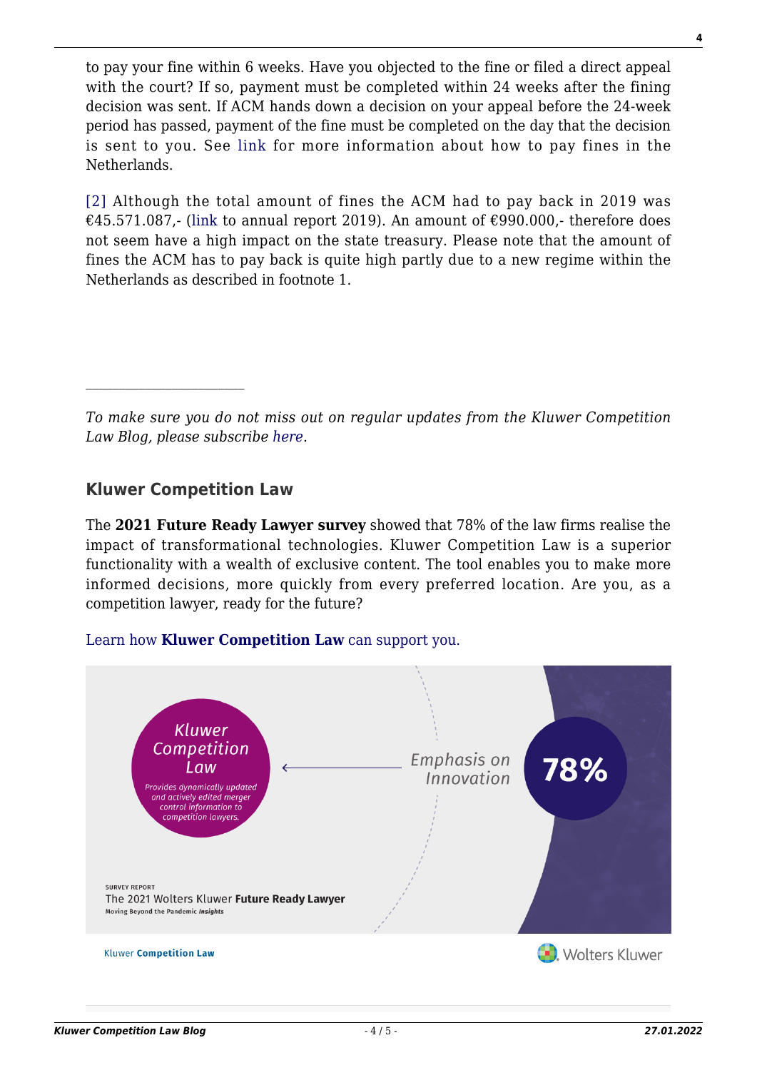to pay your fine within 6 weeks. Have you objected to the fine or filed a direct appeal with the court? If so, payment must be completed within 24 weeks after the fining decision was sent. If ACM hands down a decision on your appeal before the 24-week period has passed, payment of the fine must be completed on the day that the decision is sent to you. See link for more information about how to pay fines in the Netherlands.

[2] Although the total amount of fines the ACM had to pay back in 2019 was €45.571.087,- (link to annual report 2019). An amount of €990.000,- therefore does not seem have a high impact on the state treasury. Please note that the amount of fines the ACM has to pay back is quite high partly due to a new regime within the Netherlands as described in footnote 1.

---

*To make sure you do not miss out on regular updates from the Kluwer Competition Law Blog, please subscribe here.*

## Kluwer Competition Law

The **2021 Future Ready Lawyer survey** showed that 78% of the law firms realise the impact of transformational technologies. Kluwer Competition Law is a superior functionality with a wealth of exclusive content. The tool enables you to make more informed decisions, more quickly from every preferred location. Are you, as a competition lawyer, ready for the future?

Learn how **Kluwer Competition Law** can support you.

Kluwer Competition Law

Provides dynamically updated and actively edited merger control information to competition lawyers.

Emphasis on Innovation

78%

SURVEY REPORT

The 2021 Wolters Kluwer **Future Ready Lawyer**

Moving Beyond the Pandemic *Insights*

Kluwer **Competition Law**

Wolters Kluwer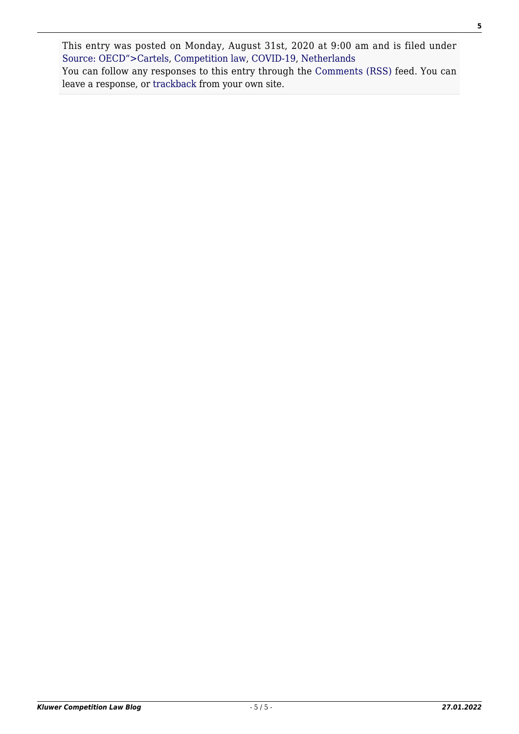This entry was posted on Monday, August 31st, 2020 at 9:00 am and is filed under Source: OECD">Cartels, Competition law, COVID-19, Netherlands
You can follow any responses to this entry through the Comments (RSS) feed. You can leave a response, or trackback from your own site.